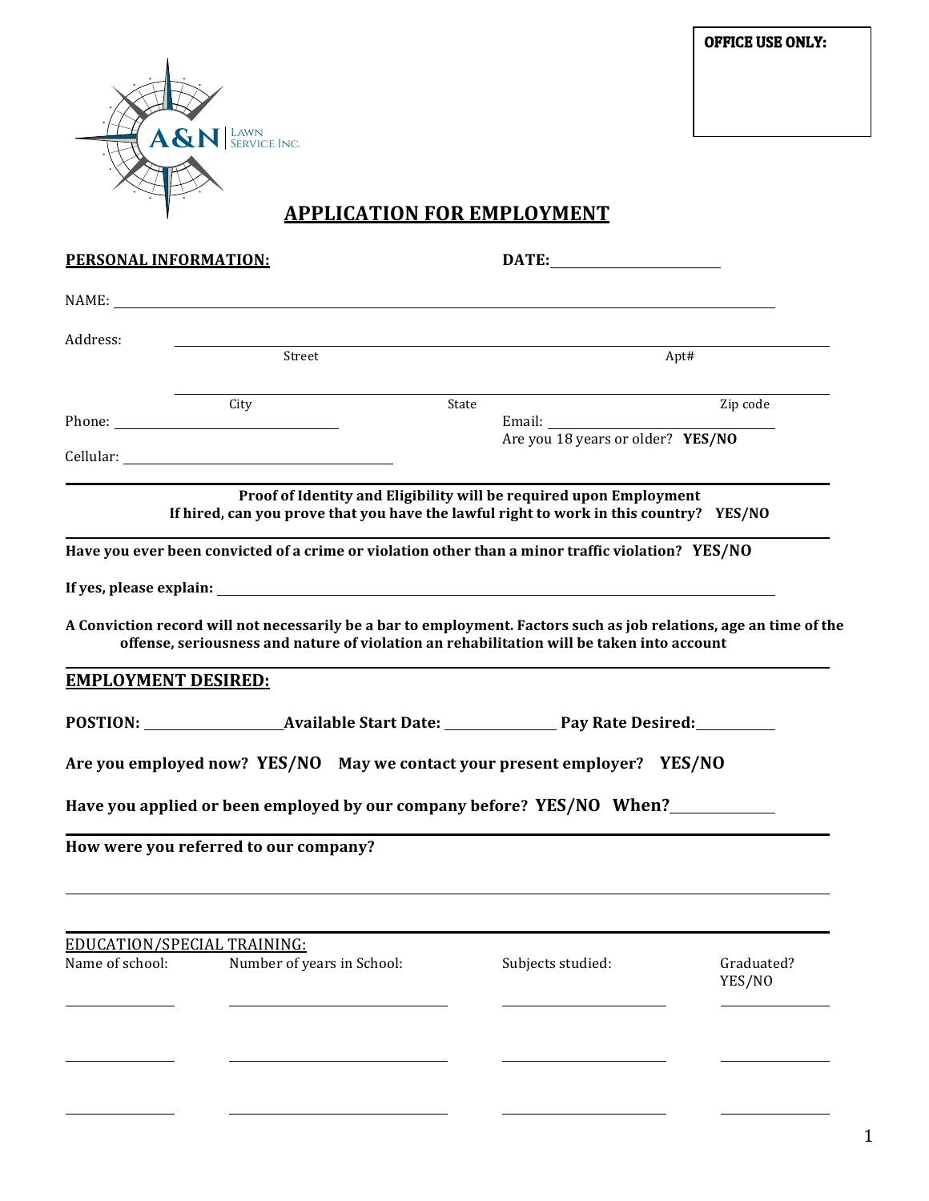**OFFICE USE ONLY:**

A&N LAWN SERVICE INC.

# APPLICATION FOR EMPLOYMENT

**PERSONAL INFORMATION:** **DATE:** ____________________

NAME: ______________________________________________________________________

Address: ____________________________________________________________________
Street Apt#

____________________________________________________________________________
City State Zip code

Phone: ____________________________ Email: ____________________________

Are you 18 years or older? **YES/NO**

Cellular: ____________________________

---

**Proof of Identity and Eligibility will be required upon Employment**
**If hired, can you prove that you have the lawful right to work in this country? YES/NO**

---

**Have you ever been convicted of a crime or violation other than a minor traffic violation? YES/NO**

**If yes, please explain:** ______________________________________________________

**A Conviction record will not necessarily be a bar to employment. Factors such as job relations, age an time of the offense, seriousness and nature of violation an rehabilitation will be taken into account**

---

## EMPLOYMENT DESIRED:

**POSTION:** ________________ **Available Start Date:** ______________ **Pay Rate Desired:** __________

**Are you employed now? YES/NO May we contact your present employer? YES/NO**

**Have you applied or been employed by our company before? YES/NO When?** ____________

---

**How were you referred to our company?**

____________________________________________________________________________

---

EDUCATION/SPECIAL TRAINING:

| Name of school: | Number of years in School: | Subjects studied: | Graduated? YES/NO |
|---|---|---|---|
| | | | |
| | | | |
| | | | |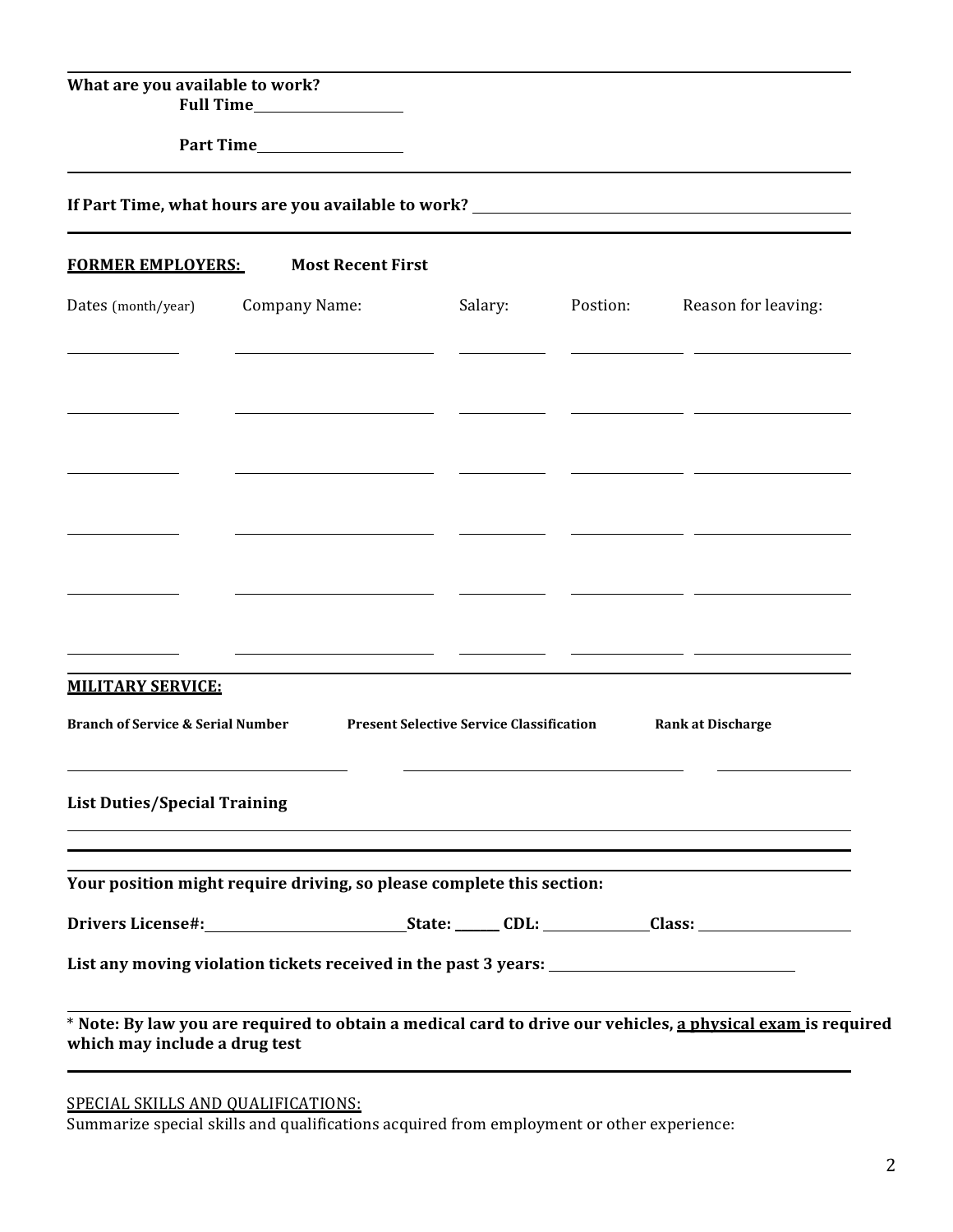**What are you available to work?**

**Full Time** ____________________

**Part Time** ____________________

---

**If Part Time, what hours are you available to work?** ________________________________________

---

**FORMER EMPLOYERS:** **Most Recent First**

| Dates (month/year) | Company Name: | Salary: | Postion: | Reason for leaving: |
|---|---|---|---|---|
| | | | | |
| | | | | |
| | | | | |
| | | | | |
| | | | | |
| | | | | |

---

**MILITARY SERVICE:**

| Branch of Service & Serial Number | Present Selective Service Classification | Rank at Discharge |
|---|---|---|
| | | |

**List Duties/Special Training**

_______________________________________________________________________________

---

**Your position might require driving, so please complete this section:**

**Drivers License#:** ______________________ **State:** ______ **CDL:** ____________ **Class:** ________________

**List any moving violation tickets received in the past 3 years:** ______________________________

---

*** Note: By law you are required to obtain a medical card to drive our vehicles, <u>a physical exam</u> is required which may include a drug test**

---

<u>SPECIAL SKILLS AND QUALIFICATIONS:</u>

Summarize special skills and qualifications acquired from employment or other experience: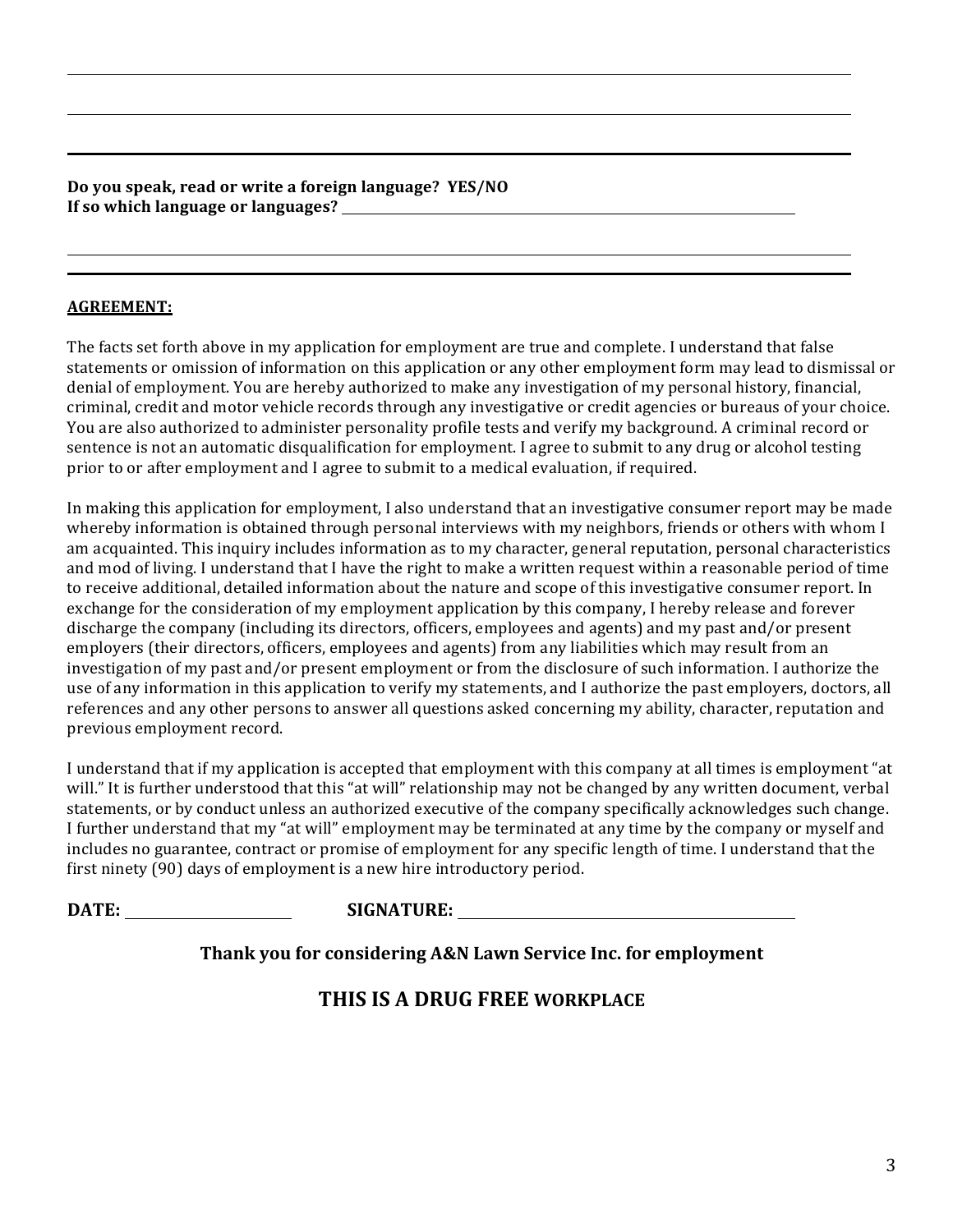**Do you speak, read or write a foreign language? YES/NO**
**If so which language or languages?** ______________________________

**AGREEMENT:**

The facts set forth above in my application for employment are true and complete. I understand that false statements or omission of information on this application or any other employment form may lead to dismissal or denial of employment. You are hereby authorized to make any investigation of my personal history, financial, criminal, credit and motor vehicle records through any investigative or credit agencies or bureaus of your choice. You are also authorized to administer personality profile tests and verify my background. A criminal record or sentence is not an automatic disqualification for employment. I agree to submit to any drug or alcohol testing prior to or after employment and I agree to submit to a medical evaluation, if required.

In making this application for employment, I also understand that an investigative consumer report may be made whereby information is obtained through personal interviews with my neighbors, friends or others with whom I am acquainted. This inquiry includes information as to my character, general reputation, personal characteristics and mod of living. I understand that I have the right to make a written request within a reasonable period of time to receive additional, detailed information about the nature and scope of this investigative consumer report. In exchange for the consideration of my employment application by this company, I hereby release and forever discharge the company (including its directors, officers, employees and agents) and my past and/or present employers (their directors, officers, employees and agents) from any liabilities which may result from an investigation of my past and/or present employment or from the disclosure of such information. I authorize the use of any information in this application to verify my statements, and I authorize the past employers, doctors, all references and any other persons to answer all questions asked concerning my ability, character, reputation and previous employment record.

I understand that if my application is accepted that employment with this company at all times is employment "at will." It is further understood that this "at will" relationship may not be changed by any written document, verbal statements, or by conduct unless an authorized executive of the company specifically acknowledges such change. I further understand that my "at will" employment may be terminated at any time by the company or myself and includes no guarantee, contract or promise of employment for any specific length of time. I understand that the first ninety (90) days of employment is a new hire introductory period.

**DATE:** ____________________ **SIGNATURE:** ________________________________________

**Thank you for considering A&N Lawn Service Inc. for employment**

**THIS IS A DRUG FREE WORKPLACE**